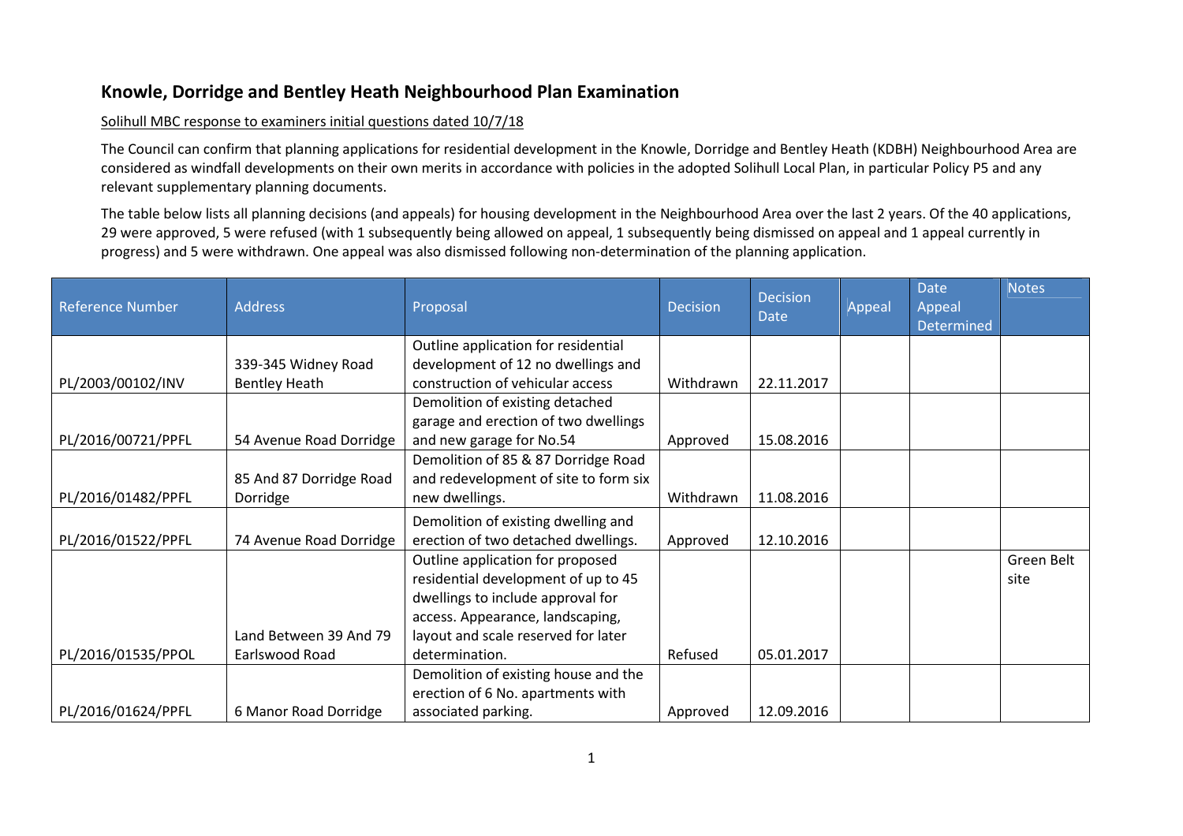# Knowle, Dorridge and Bentley Heath Neighbourhood Plan Examination

Solihull MBC response to examiners initial questions dated 10/7/18

The Council can confirm that planning applications for residential development in the Knowle, Dorridge and Bentley Heath (KDBH) Neighbourhood Area are considered as windfall developments on their own merits in accordance with policies in the adopted Solihull Local Plan, in particular Policy P5 and any relevant supplementary planning documents.

The table below lists all planning decisions (and appeals) for housing development in the Neighbourhood Area over the last 2 years. Of the 40 applications, 29 were approved, 5 were refused (with 1 subsequently being allowed on appeal, 1 subsequently being dismissed on appeal and 1 appeal currently in progress) and 5 were withdrawn. One appeal was also dismissed following non-determination of the planning application.

| Reference Number | Address | Proposal | Decision | Decision Date | Appeal | Date Appeal Determined | Notes |
|---|---|---|---|---|---|---|---|
| PL/2003/00102/INV | 339-345 Widney Road Bentley Heath | Outline application for residential development of 12 no dwellings and construction of vehicular access | Withdrawn | 22.11.2017 | | | |
| PL/2016/00721/PPFL | 54 Avenue Road Dorridge | Demolition of existing detached garage and erection of two dwellings and new garage for No.54 | Approved | 15.08.2016 | | | |
| PL/2016/01482/PPFL | 85 And 87 Dorridge Road Dorridge | Demolition of 85 & 87 Dorridge Road and redevelopment of site to form six new dwellings. | Withdrawn | 11.08.2016 | | | |
| PL/2016/01522/PPFL | 74 Avenue Road Dorridge | Demolition of existing dwelling and erection of two detached dwellings. | Approved | 12.10.2016 | | | |
| PL/2016/01535/PPOL | Land Between 39 And 79 Earlswood Road | Outline application for proposed residential development of up to 45 dwellings to include approval for access. Appearance, landscaping, layout and scale reserved for later determination. | Refused | 05.01.2017 | | | Green Belt site |
| PL/2016/01624/PPFL | 6 Manor Road Dorridge | Demolition of existing house and the erection of 6 No. apartments with associated parking. | Approved | 12.09.2016 | | | |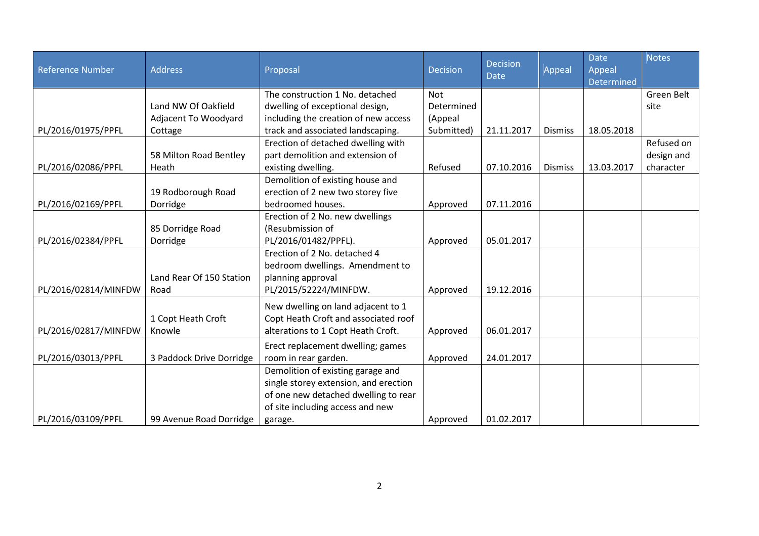| Reference Number | Address | Proposal | Decision | Decision Date | Appeal | Date Appeal Determined | Notes |
|---|---|---|---|---|---|---|---|
| PL/2016/01975/PPFL | Land NW Of Oakfield Adjacent To Woodyard Cottage | The construction 1 No. detached dwelling of exceptional design, including the creation of new access track and associated landscaping. | Not Determined (Appeal Submitted) | 21.11.2017 | Dismiss | 18.05.2018 | Green Belt site |
| PL/2016/02086/PPFL | 58 Milton Road Bentley Heath | Erection of detached dwelling with part demolition and extension of existing dwelling. | Refused | 07.10.2016 | Dismiss | 13.03.2017 | Refused on design and character |
| PL/2016/02169/PPFL | 19 Rodborough Road Dorridge | Demolition of existing house and erection of 2 new two storey five bedroomed houses. | Approved | 07.11.2016 | | | |
| PL/2016/02384/PPFL | 85 Dorridge Road Dorridge | Erection of 2 No. new dwellings (Resubmission of PL/2016/01482/PPFL). | Approved | 05.01.2017 | | | |
| PL/2016/02814/MINFDW | Land Rear Of 150 Station Road | Erection of 2 No. detached 4 bedroom dwellings. Amendment to planning approval PL/2015/52224/MINFDW. | Approved | 19.12.2016 | | | |
| PL/2016/02817/MINFDW | 1 Copt Heath Croft Knowle | New dwelling on land adjacent to 1 Copt Heath Croft and associated roof alterations to 1 Copt Heath Croft. | Approved | 06.01.2017 | | | |
| PL/2016/03013/PPFL | 3 Paddock Drive Dorridge | Erect replacement dwelling; games room in rear garden. | Approved | 24.01.2017 | | | |
| PL/2016/03109/PPFL | 99 Avenue Road Dorridge | Demolition of existing garage and single storey extension, and erection of one new detached dwelling to rear of site including access and new garage. | Approved | 01.02.2017 | | | |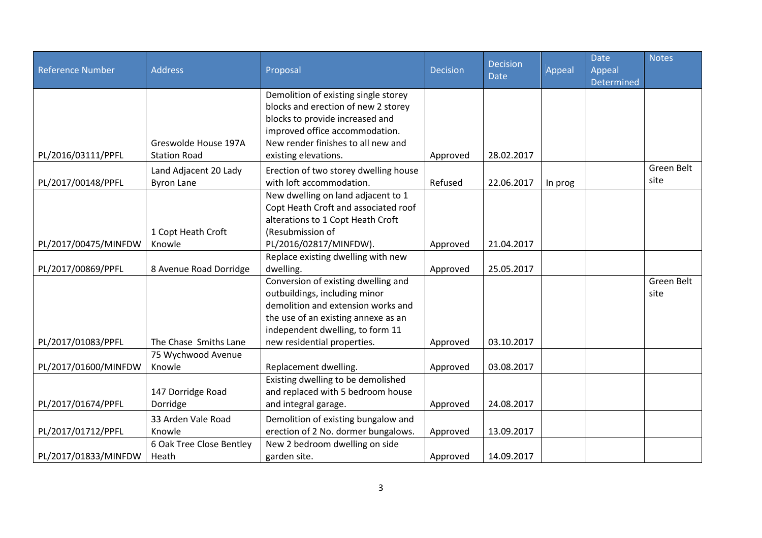| Reference Number | Address | Proposal | Decision | Decision Date | Appeal | Date Appeal Determined | Notes |
|---|---|---|---|---|---|---|---|
| PL/2016/03111/PPFL | Greswolde House 197A Station Road | Demolition of existing single storey blocks and erection of new 2 storey blocks to provide increased and improved office accommodation. New render finishes to all new and existing elevations. | Approved | 28.02.2017 | | | |
| PL/2017/00148/PPFL | Land Adjacent 20 Lady Byron Lane | Erection of two storey dwelling house with loft accommodation. | Refused | 22.06.2017 | In prog | | Green Belt site |
| PL/2017/00475/MINFDW | 1 Copt Heath Croft Knowle | New dwelling on land adjacent to 1 Copt Heath Croft and associated roof alterations to 1 Copt Heath Croft (Resubmission of PL/2016/02817/MINFDW). | Approved | 21.04.2017 | | | |
| PL/2017/00869/PPFL | 8 Avenue Road Dorridge | Replace existing dwelling with new dwelling. | Approved | 25.05.2017 | | | |
| PL/2017/01083/PPFL | The Chase Smiths Lane | Conversion of existing dwelling and outbuildings, including minor demolition and extension works and the use of an existing annexe as an independent dwelling, to form 11 new residential properties. | Approved | 03.10.2017 | | | Green Belt site |
| PL/2017/01600/MINFDW | 75 Wychwood Avenue Knowle | Replacement dwelling. | Approved | 03.08.2017 | | | |
| PL/2017/01674/PPFL | 147 Dorridge Road Dorridge | Existing dwelling to be demolished and replaced with 5 bedroom house and integral garage. | Approved | 24.08.2017 | | | |
| PL/2017/01712/PPFL | 33 Arden Vale Road Knowle | Demolition of existing bungalow and erection of 2 No. dormer bungalows. | Approved | 13.09.2017 | | | |
| PL/2017/01833/MINFDW | 6 Oak Tree Close Bentley Heath | New 2 bedroom dwelling on side garden site. | Approved | 14.09.2017 | | | |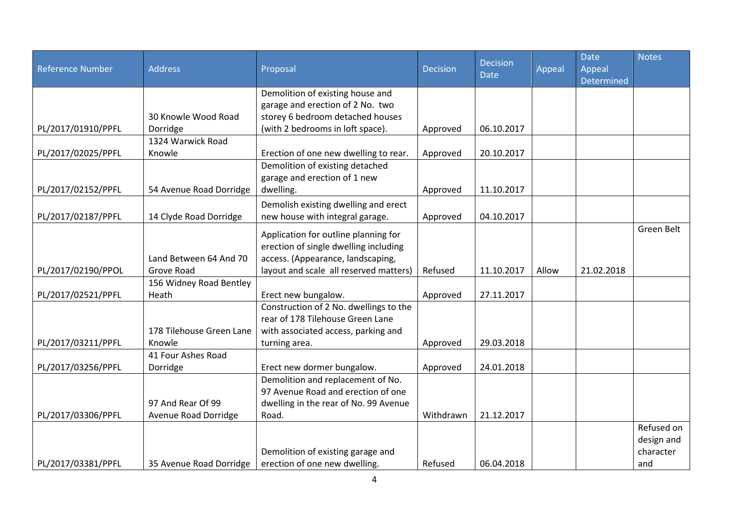| Reference Number | Address | Proposal | Decision | Decision Date | Appeal | Date Appeal Determined | Notes |
|---|---|---|---|---|---|---|---|
| PL/2017/01910/PPFL | 30 Knowle Wood Road Dorridge | Demolition of existing house and garage and erection of 2 No. two storey 6 bedroom detached houses (with 2 bedrooms in loft space). | Approved | 06.10.2017 | | | |
| PL/2017/02025/PPFL | 1324 Warwick Road Knowle | Erection of one new dwelling to rear. | Approved | 20.10.2017 | | | |
| PL/2017/02152/PPFL | 54 Avenue Road Dorridge | Demolition of existing detached garage and erection of 1 new dwelling. | Approved | 11.10.2017 | | | |
| PL/2017/02187/PPFL | 14 Clyde Road Dorridge | Demolish existing dwelling and erect new house with integral garage. | Approved | 04.10.2017 | | | |
| PL/2017/02190/PPOL | Land Between 64 And 70 Grove Road | Application for outline planning for erection of single dwelling including access. (Appearance, landscaping, layout and scale all reserved matters) | Refused | 11.10.2017 | Allow | 21.02.2018 | Green Belt |
| PL/2017/02521/PPFL | 156 Widney Road Bentley Heath | Erect new bungalow. | Approved | 27.11.2017 | | | |
| PL/2017/03211/PPFL | 178 Tilehouse Green Lane Knowle | Construction of 2 No. dwellings to the rear of 178 Tilehouse Green Lane with associated access, parking and turning area. | Approved | 29.03.2018 | | | |
| PL/2017/03256/PPFL | 41 Four Ashes Road Dorridge | Erect new dormer bungalow. | Approved | 24.01.2018 | | | |
| PL/2017/03306/PPFL | 97 And Rear Of 99 Avenue Road Dorridge | Demolition and replacement of No. 97 Avenue Road and erection of one dwelling in the rear of No. 99 Avenue Road. | Withdrawn | 21.12.2017 | | | |
| PL/2017/03381/PPFL | 35 Avenue Road Dorridge | Demolition of existing garage and erection of one new dwelling. | Refused | 06.04.2018 | | | Refused on design and character and |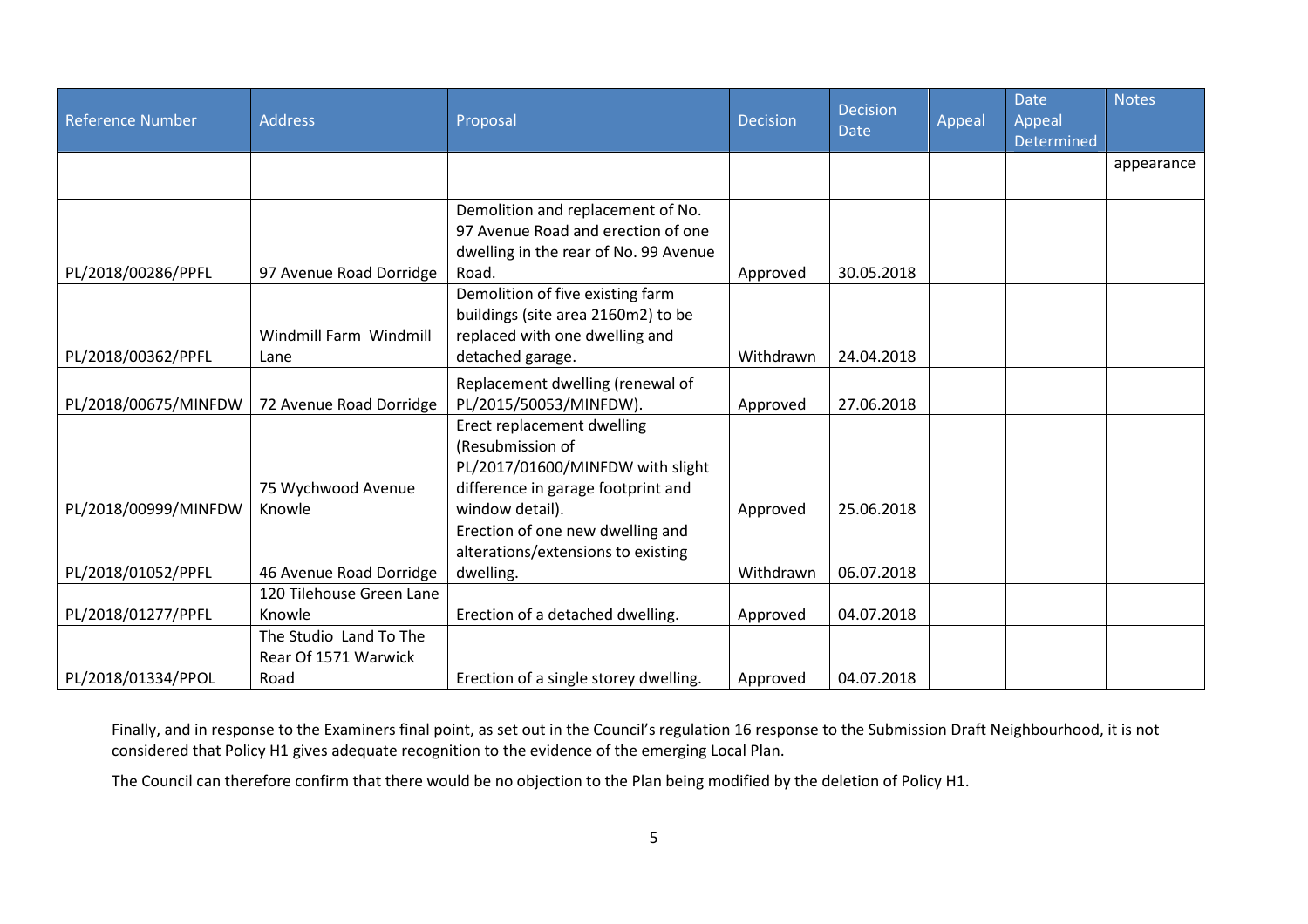| Reference Number | Address | Proposal | Decision | Decision Date | Appeal | Date Appeal Determined | Notes |
|---|---|---|---|---|---|---|---|
| | | | | | | | appearance |
| PL/2018/00286/PPFL | 97 Avenue Road Dorridge | Demolition and replacement of No. 97 Avenue Road and erection of one dwelling in the rear of No. 99 Avenue Road. | Approved | 30.05.2018 | | | |
| PL/2018/00362/PPFL | Windmill Farm Windmill Lane | Demolition of five existing farm buildings (site area 2160m2) to be replaced with one dwelling and detached garage. | Withdrawn | 24.04.2018 | | | |
| PL/2018/00675/MINFDW | 72 Avenue Road Dorridge | Replacement dwelling (renewal of PL/2015/50053/MINFDW). | Approved | 27.06.2018 | | | |
| PL/2018/00999/MINFDW | 75 Wychwood Avenue Knowle | Erect replacement dwelling (Resubmission of PL/2017/01600/MINFDW with slight difference in garage footprint and window detail). | Approved | 25.06.2018 | | | |
| PL/2018/01052/PPFL | 46 Avenue Road Dorridge | Erection of one new dwelling and alterations/extensions to existing dwelling. | Withdrawn | 06.07.2018 | | | |
| PL/2018/01277/PPFL | 120 Tilehouse Green Lane Knowle | Erection of a detached dwelling. | Approved | 04.07.2018 | | | |
| PL/2018/01334/PPOL | The Studio Land To The Rear Of 1571 Warwick Road | Erection of a single storey dwelling. | Approved | 04.07.2018 | | | |

Finally, and in response to the Examiners final point, as set out in the Council's regulation 16 response to the Submission Draft Neighbourhood, it is not considered that Policy H1 gives adequate recognition to the evidence of the emerging Local Plan.

The Council can therefore confirm that there would be no objection to the Plan being modified by the deletion of Policy H1.